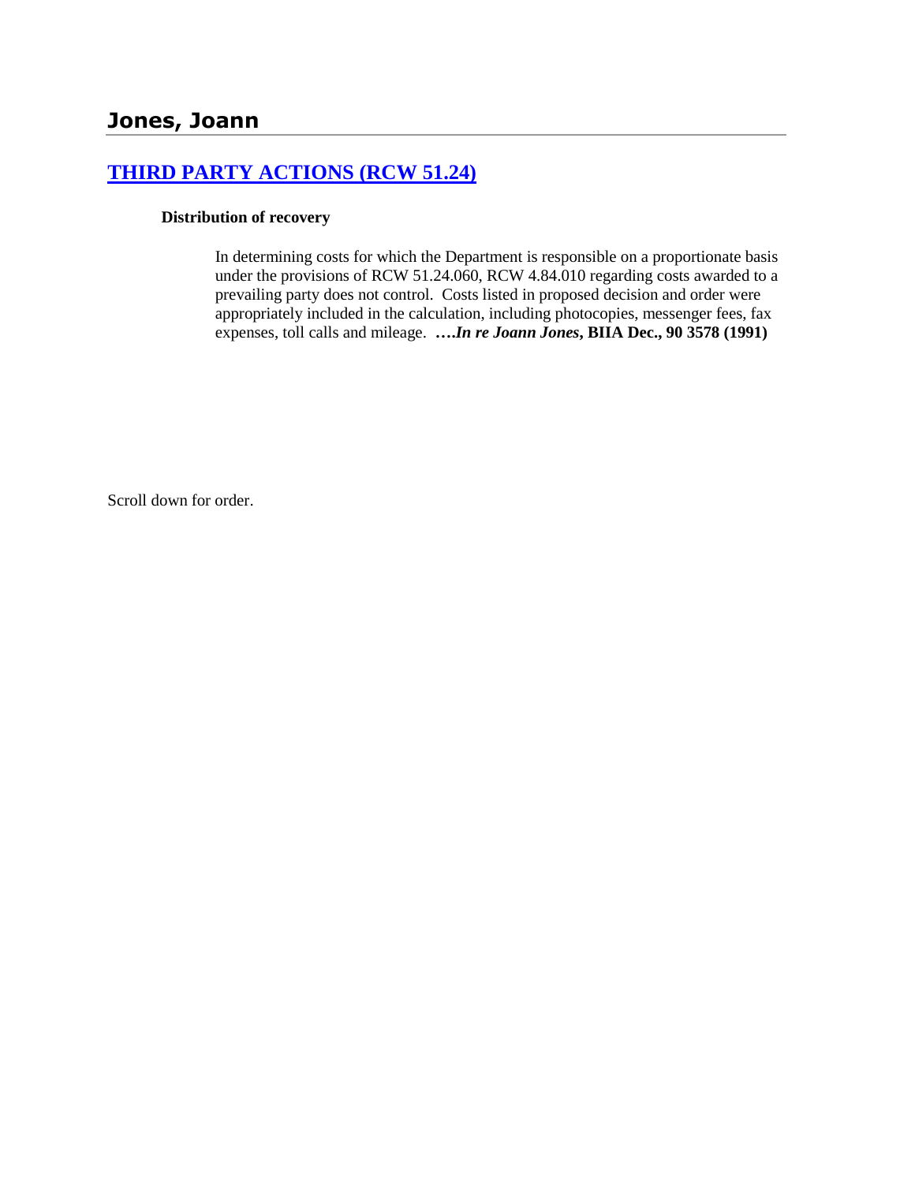## Jones, Joann

### [THIRD PARTY ACTIONS (RCW 51.24)](#)

**Distribution of recovery**

> In determining costs for which the Department is responsible on a proportionate basis under the provisions of RCW 51.24.060, RCW 4.84.010 regarding costs awarded to a prevailing party does not control. Costs listed in proposed decision and order were appropriately included in the calculation, including photocopies, messenger fees, fax expenses, toll calls and mileage. **….*In re Joann Jones*, BIIA Dec., 90 3578 (1991)**

Scroll down for order.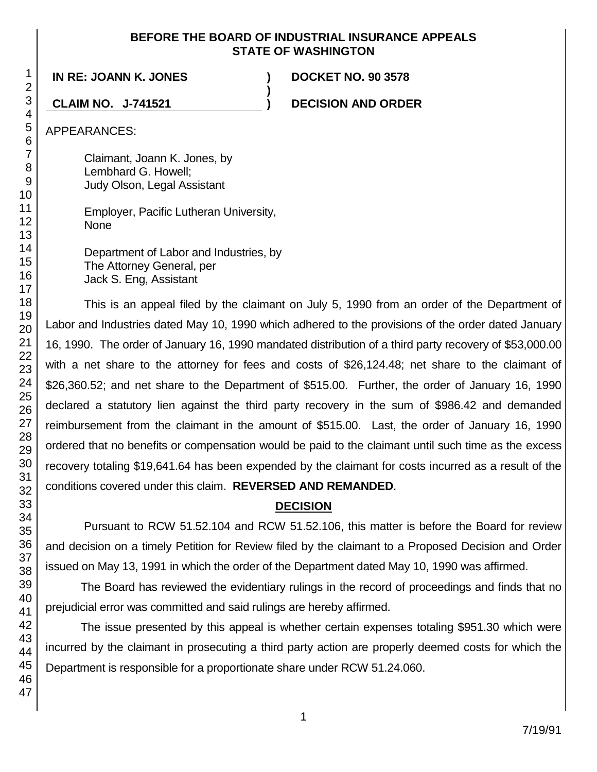**BEFORE THE BOARD OF INDUSTRIAL INSURANCE APPEALS STATE OF WASHINGTON**

| | | |
|---|---|---|
| **IN RE: JOANN K. JONES** | **)** | **DOCKET NO. 90 3578** |
| | **)** | |
| **CLAIM NO. J-741521** | **)** | **DECISION AND ORDER** |

APPEARANCES:

Claimant, Joann K. Jones, by
Lembhard G. Howell;
Judy Olson, Legal Assistant

Employer, Pacific Lutheran University,
None

Department of Labor and Industries, by
The Attorney General, per
Jack S. Eng, Assistant

This is an appeal filed by the claimant on July 5, 1990 from an order of the Department of Labor and Industries dated May 10, 1990 which adhered to the provisions of the order dated January 16, 1990. The order of January 16, 1990 mandated distribution of a third party recovery of $53,000.00 with a net share to the attorney for fees and costs of $26,124.48; net share to the claimant of $26,360.52; and net share to the Department of $515.00. Further, the order of January 16, 1990 declared a statutory lien against the third party recovery in the sum of $986.42 and demanded reimbursement from the claimant in the amount of $515.00. Last, the order of January 16, 1990 ordered that no benefits or compensation would be paid to the claimant until such time as the excess recovery totaling $19,641.64 has been expended by the claimant for costs incurred as a result of the conditions covered under this claim. **REVERSED AND REMANDED**.

## DECISION

Pursuant to RCW 51.52.104 and RCW 51.52.106, this matter is before the Board for review and decision on a timely Petition for Review filed by the claimant to a Proposed Decision and Order issued on May 13, 1991 in which the order of the Department dated May 10, 1990 was affirmed.

The Board has reviewed the evidentiary rulings in the record of proceedings and finds that no prejudicial error was committed and said rulings are hereby affirmed.

The issue presented by this appeal is whether certain expenses totaling $951.30 which were incurred by the claimant in prosecuting a third party action are properly deemed costs for which the Department is responsible for a proportionate share under RCW 51.24.060.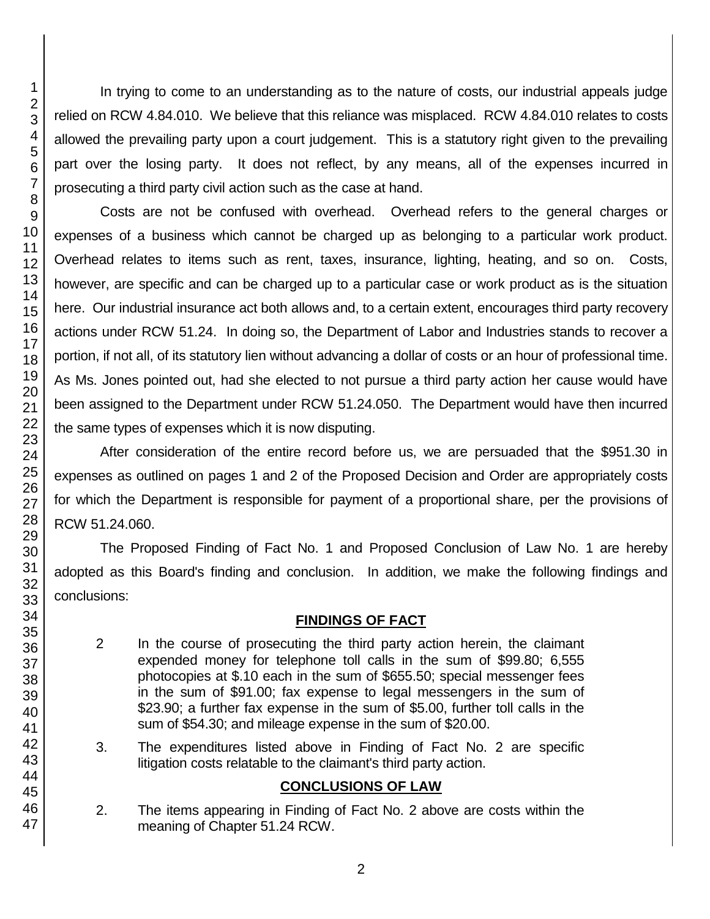In trying to come to an understanding as to the nature of costs, our industrial appeals judge relied on RCW 4.84.010. We believe that this reliance was misplaced. RCW 4.84.010 relates to costs allowed the prevailing party upon a court judgement. This is a statutory right given to the prevailing part over the losing party. It does not reflect, by any means, all of the expenses incurred in prosecuting a third party civil action such as the case at hand.

Costs are not be confused with overhead. Overhead refers to the general charges or expenses of a business which cannot be charged up as belonging to a particular work product. Overhead relates to items such as rent, taxes, insurance, lighting, heating, and so on. Costs, however, are specific and can be charged up to a particular case or work product as is the situation here. Our industrial insurance act both allows and, to a certain extent, encourages third party recovery actions under RCW 51.24. In doing so, the Department of Labor and Industries stands to recover a portion, if not all, of its statutory lien without advancing a dollar of costs or an hour of professional time. As Ms. Jones pointed out, had she elected to not pursue a third party action her cause would have been assigned to the Department under RCW 51.24.050. The Department would have then incurred the same types of expenses which it is now disputing.

After consideration of the entire record before us, we are persuaded that the $951.30 in expenses as outlined on pages 1 and 2 of the Proposed Decision and Order are appropriately costs for which the Department is responsible for payment of a proportional share, per the provisions of RCW 51.24.060.

The Proposed Finding of Fact No. 1 and Proposed Conclusion of Law No. 1 are hereby adopted as this Board's finding and conclusion. In addition, we make the following findings and conclusions:

## FINDINGS OF FACT

2 In the course of prosecuting the third party action herein, the claimant expended money for telephone toll calls in the sum of $99.80; 6,555 photocopies at $.10 each in the sum of $655.50; special messenger fees in the sum of $91.00; fax expense to legal messengers in the sum of $23.90; a further fax expense in the sum of $5.00, further toll calls in the sum of $54.30; and mileage expense in the sum of $20.00.

3. The expenditures listed above in Finding of Fact No. 2 are specific litigation costs relatable to the claimant's third party action.

## CONCLUSIONS OF LAW

2. The items appearing in Finding of Fact No. 2 above are costs within the meaning of Chapter 51.24 RCW.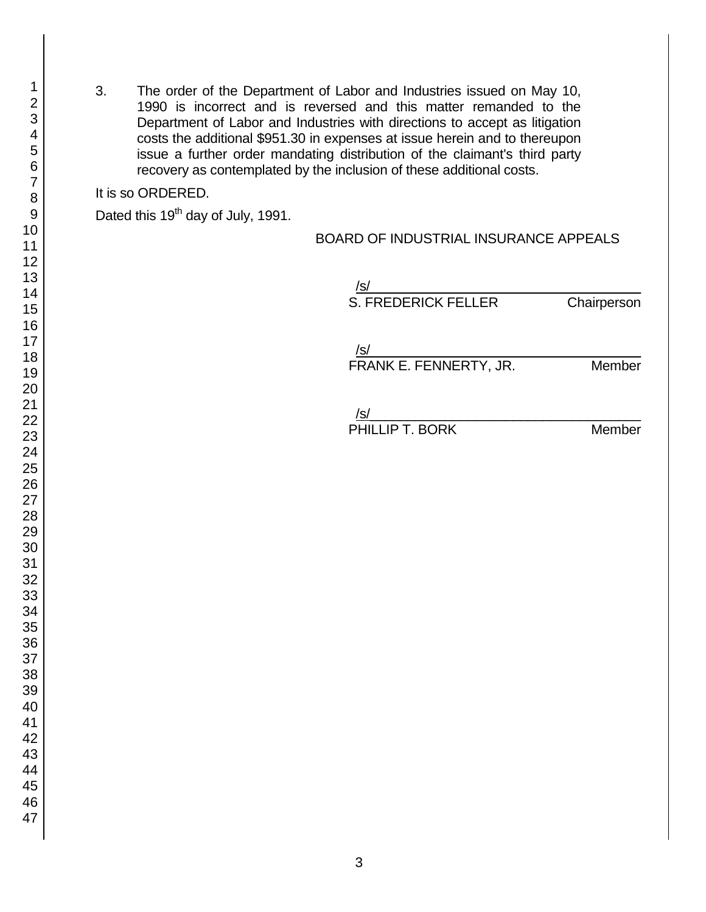3. The order of the Department of Labor and Industries issued on May 10, 1990 is incorrect and is reversed and this matter remanded to the Department of Labor and Industries with directions to accept as litigation costs the additional $951.30 in expenses at issue herein and to thereupon issue a further order mandating distribution of the claimant's third party recovery as contemplated by the inclusion of these additional costs.

It is so ORDERED.

Dated this 19th day of July, 1991.

BOARD OF INDUSTRIAL INSURANCE APPEALS

/s/
S. FREDERICK FELLER Chairperson

/s/
FRANK E. FENNERTY, JR. Member

/s/
PHILLIP T. BORK Member